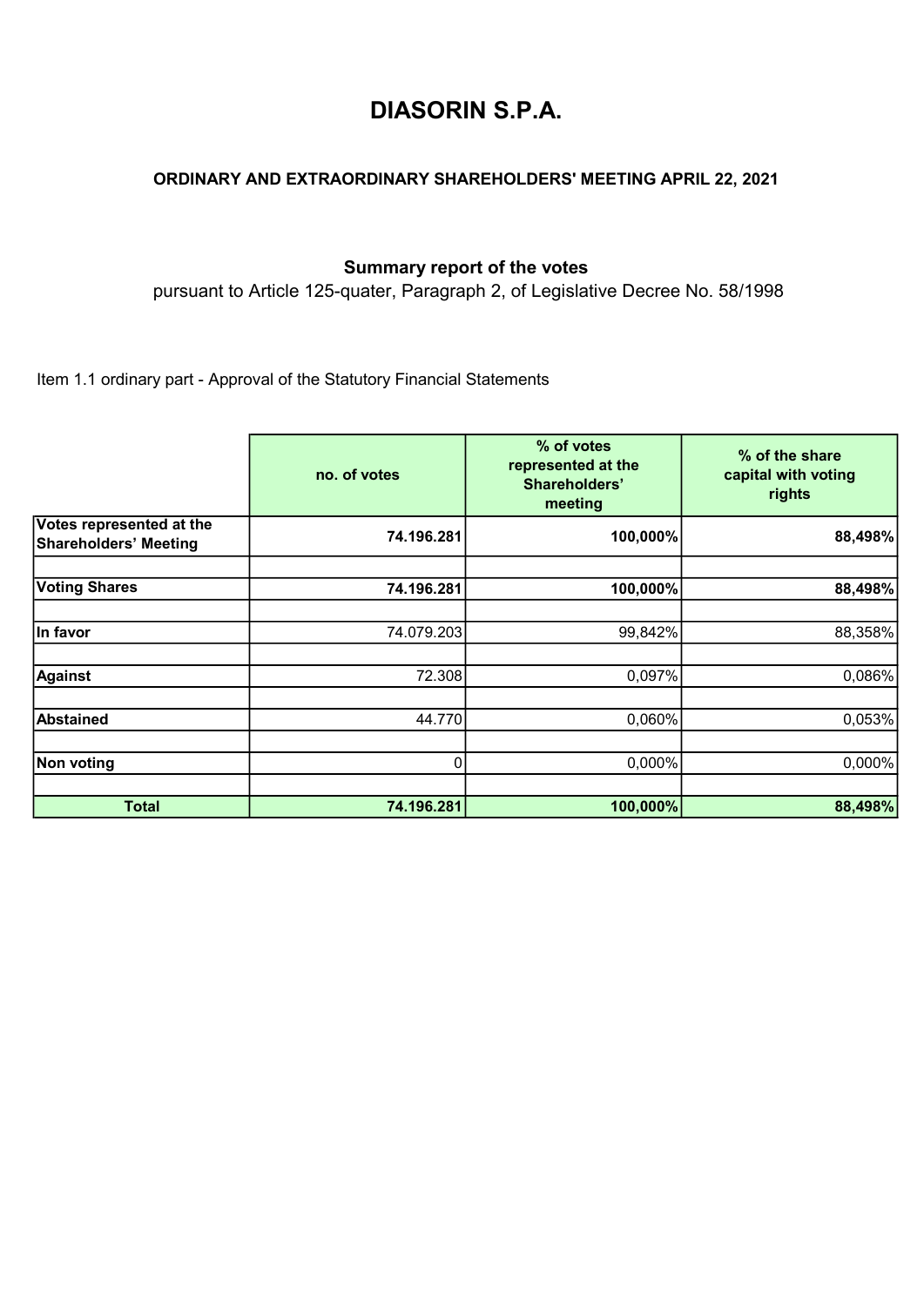# DIASORIN S.P.A.

### ORDINARY AND EXTRAORDINARY SHAREHOLDERS' MEETING APRIL 22, 2021

**Summary report of the votes**

pursuant to Article 125-quater, Paragraph 2, of Legislative Decree No. 58/1998

Item 1.1 ordinary part - Approval of the Statutory Financial Statements

| | no. of votes | % of votes represented at the Shareholders' meeting | % of the share capital with voting rights |
|---|---|---|---|
| **Votes represented at the Shareholders' Meeting** | **74.196.281** | **100,000%** | **88,498%** |
| | | | |
| **Voting Shares** | **74.196.281** | **100,000%** | **88,498%** |
| | | | |
| **In favor** | 74.079.203 | 99,842% | 88,358% |
| | | | |
| **Against** | 72.308 | 0,097% | 0,086% |
| | | | |
| **Abstained** | 44.770 | 0,060% | 0,053% |
| | | | |
| **Non voting** | 0 | 0,000% | 0,000% |
| | | | |
| **Total** | **74.196.281** | **100,000%** | **88,498%** |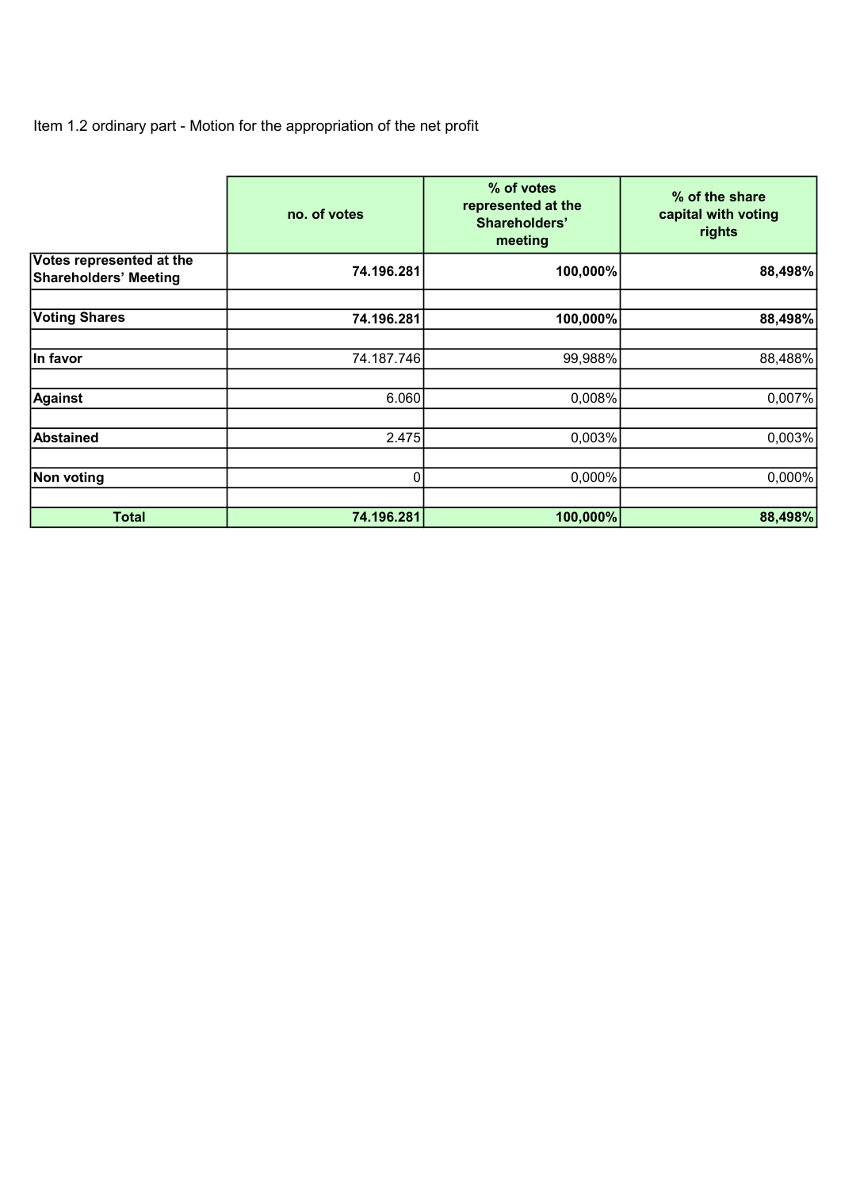Item 1.2 ordinary part - Motion for the appropriation of the net profit

| | no. of votes | % of votes represented at the Shareholders' meeting | % of the share capital with voting rights |
|---|---|---|---|
| **Votes represented at the Shareholders' Meeting** | **74.196.281** | **100,000%** | **88,498%** |
| | | | |
| **Voting Shares** | **74.196.281** | **100,000%** | **88,498%** |
| | | | |
| **In favor** | 74.187.746 | 99,988% | 88,488% |
| | | | |
| **Against** | 6.060 | 0,008% | 0,007% |
| | | | |
| **Abstained** | 2.475 | 0,003% | 0,003% |
| | | | |
| **Non voting** | 0 | 0,000% | 0,000% |
| | | | |
| **Total** | **74.196.281** | **100,000%** | **88,498%** |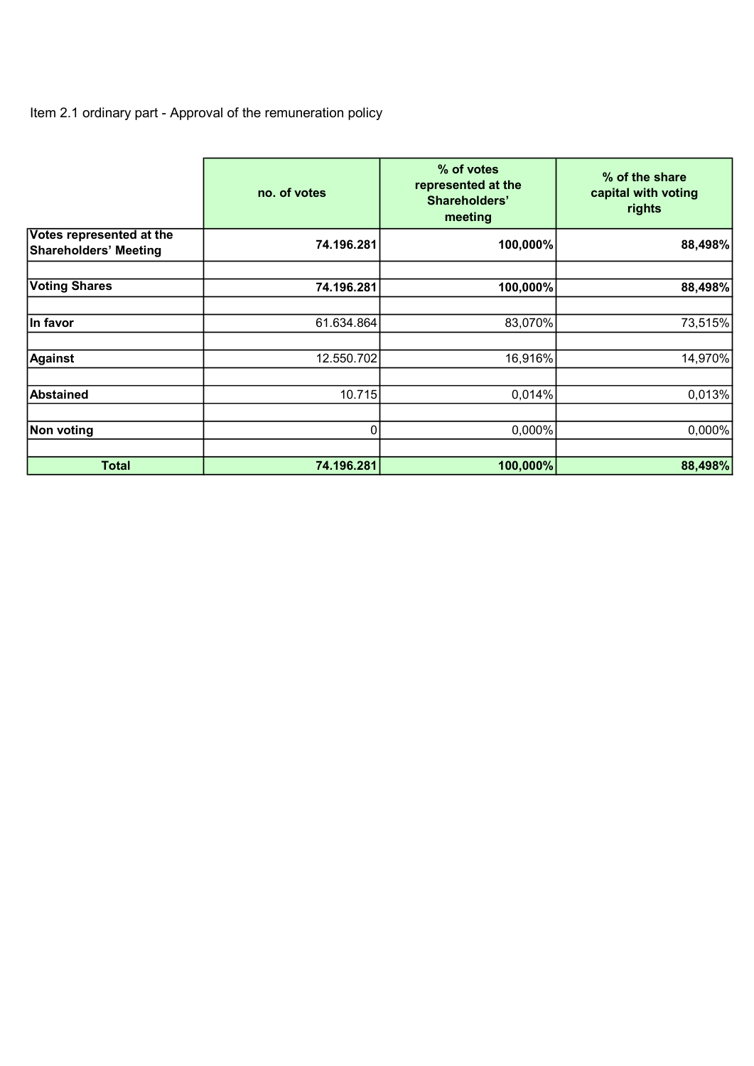Item 2.1 ordinary part - Approval of the remuneration policy

| | no. of votes | % of votes represented at the Shareholders' meeting | % of the share capital with voting rights |
|---|---|---|---|
| **Votes represented at the Shareholders' Meeting** | **74.196.281** | **100,000%** | **88,498%** |
| | | | |
| **Voting Shares** | **74.196.281** | **100,000%** | **88,498%** |
| | | | |
| **In favor** | 61.634.864 | 83,070% | 73,515% |
| | | | |
| **Against** | 12.550.702 | 16,916% | 14,970% |
| | | | |
| **Abstained** | 10.715 | 0,014% | 0,013% |
| | | | |
| **Non voting** | 0 | 0,000% | 0,000% |
| | | | |
| **Total** | **74.196.281** | **100,000%** | **88,498%** |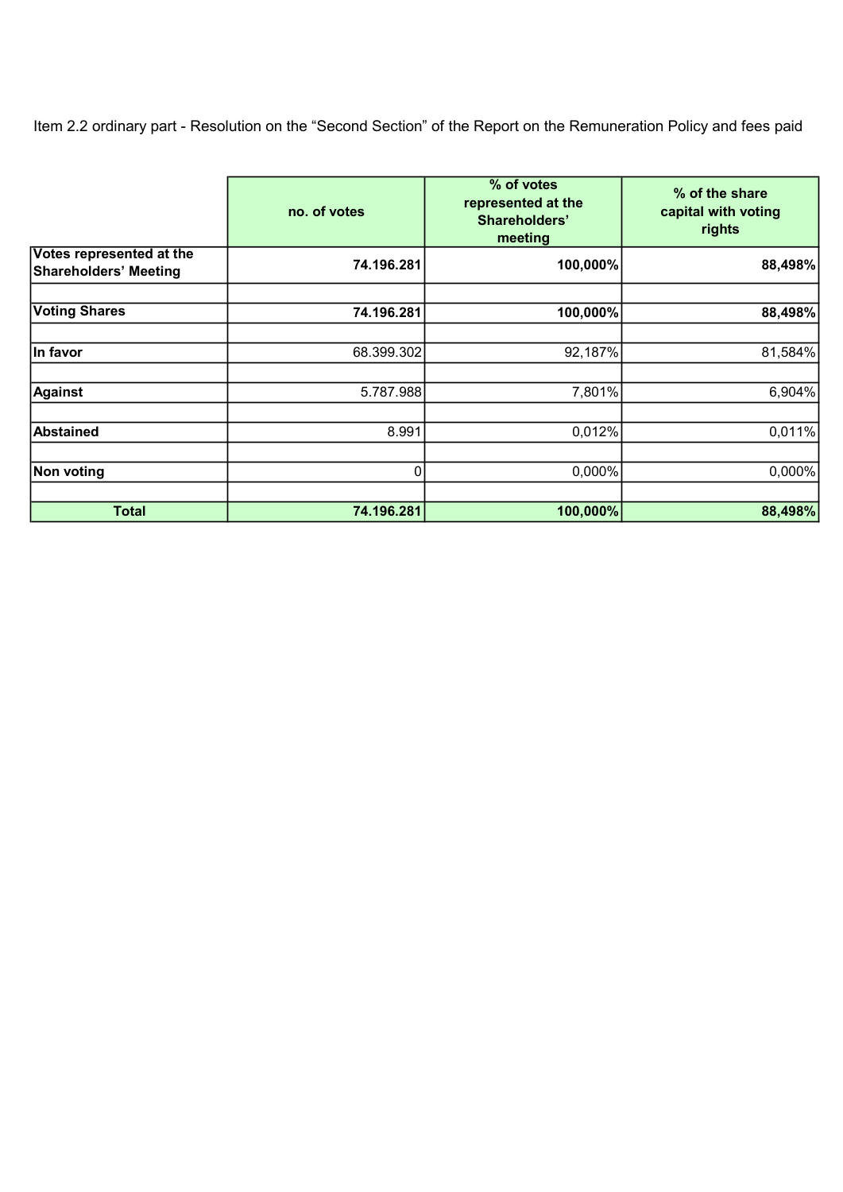Item 2.2 ordinary part - Resolution on the “Second Section” of the Report on the Remuneration Policy and fees paid

| | **no. of votes** | **% of votes represented at the Shareholders' meeting** | **% of the share capital with voting rights** |
|---|---|---|---|
| **Votes represented at the Shareholders' Meeting** | **74.196.281** | **100,000%** | **88,498%** |
| | | | |
| **Voting Shares** | **74.196.281** | **100,000%** | **88,498%** |
| | | | |
| **In favor** | 68.399.302 | 92,187% | 81,584% |
| | | | |
| **Against** | 5.787.988 | 7,801% | 6,904% |
| | | | |
| **Abstained** | 8.991 | 0,012% | 0,011% |
| | | | |
| **Non voting** | 0 | 0,000% | 0,000% |
| | | | |
| **Total** | **74.196.281** | **100,000%** | **88,498%** |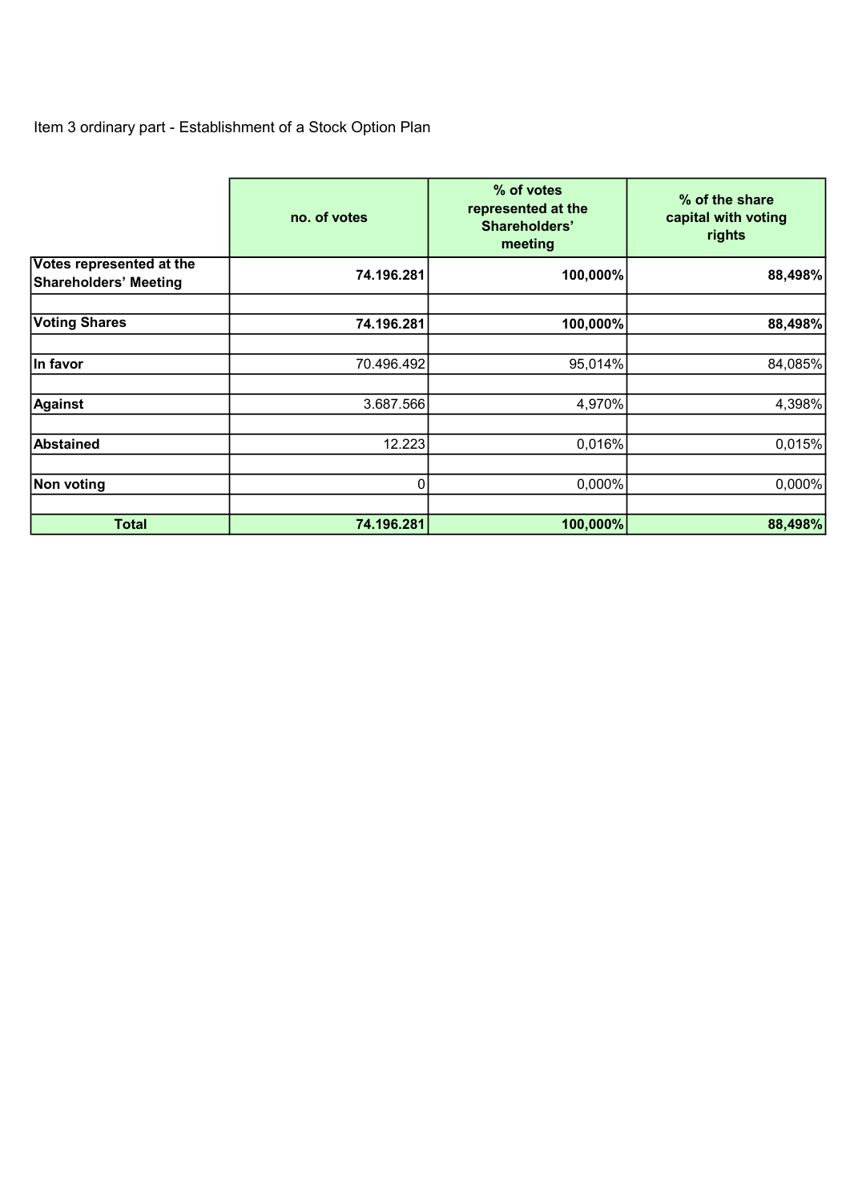Item 3 ordinary part - Establishment of a Stock Option Plan

| | no. of votes | % of votes represented at the Shareholders' meeting | % of the share capital with voting rights |
|---|---|---|---|
| **Votes represented at the Shareholders' Meeting** | **74.196.281** | **100,000%** | **88,498%** |
| | | | |
| **Voting Shares** | **74.196.281** | **100,000%** | **88,498%** |
| | | | |
| **In favor** | 70.496.492 | 95,014% | 84,085% |
| | | | |
| **Against** | 3.687.566 | 4,970% | 4,398% |
| | | | |
| **Abstained** | 12.223 | 0,016% | 0,015% |
| | | | |
| **Non voting** | 0 | 0,000% | 0,000% |
| | | | |
| **Total** | **74.196.281** | **100,000%** | **88,498%** |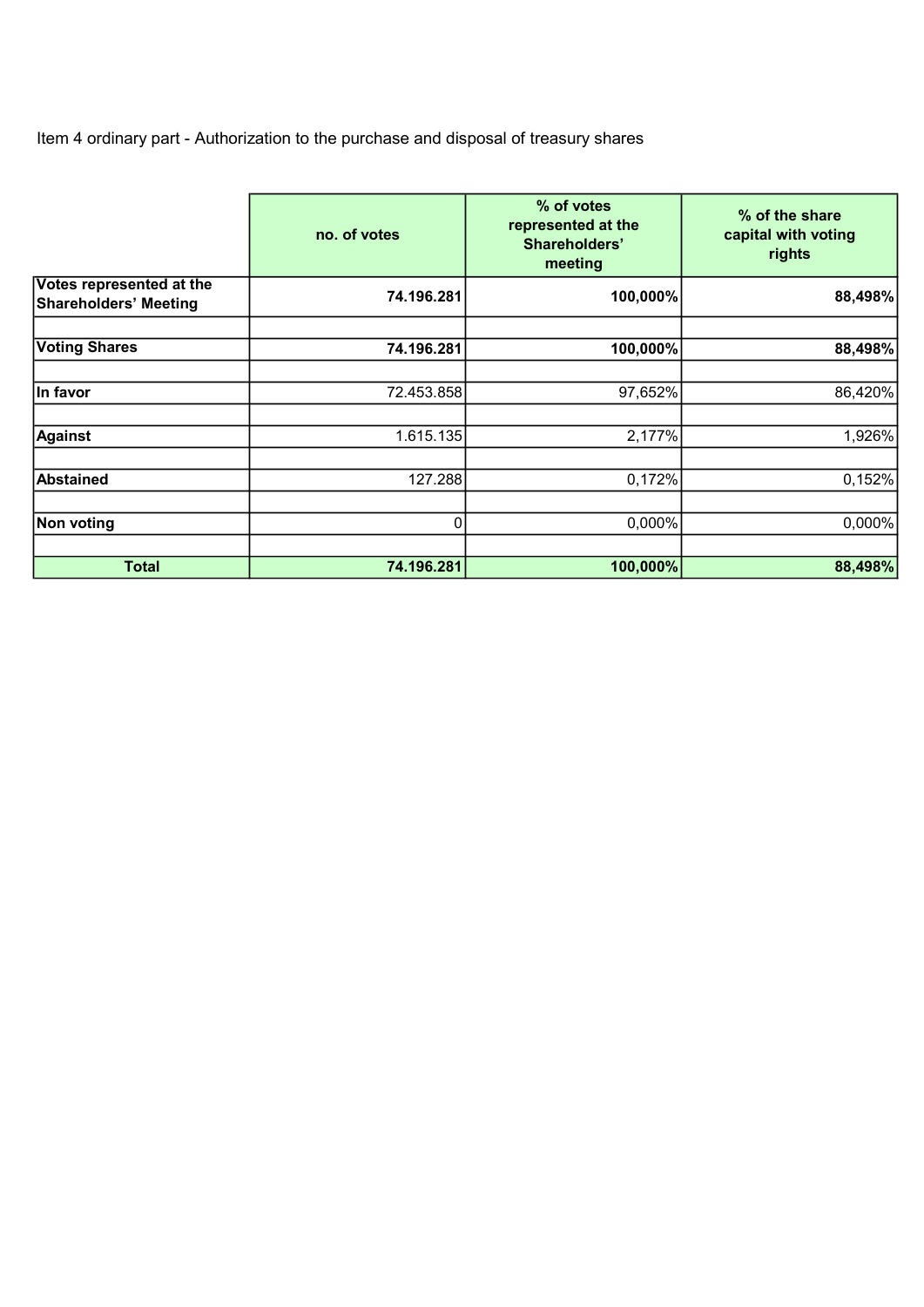Item 4 ordinary part - Authorization to the purchase and disposal of treasury shares

| | no. of votes | % of votes represented at the Shareholders' meeting | % of the share capital with voting rights |
|---|---|---|---|
| **Votes represented at the Shareholders' Meeting** | **74.196.281** | **100,000%** | **88,498%** |
| | | | |
| **Voting Shares** | **74.196.281** | **100,000%** | **88,498%** |
| | | | |
| **In favor** | 72.453.858 | 97,652% | 86,420% |
| | | | |
| **Against** | 1.615.135 | 2,177% | 1,926% |
| | | | |
| **Abstained** | 127.288 | 0,172% | 0,152% |
| | | | |
| **Non voting** | 0 | 0,000% | 0,000% |
| | | | |
| **Total** | **74.196.281** | **100,000%** | **88,498%** |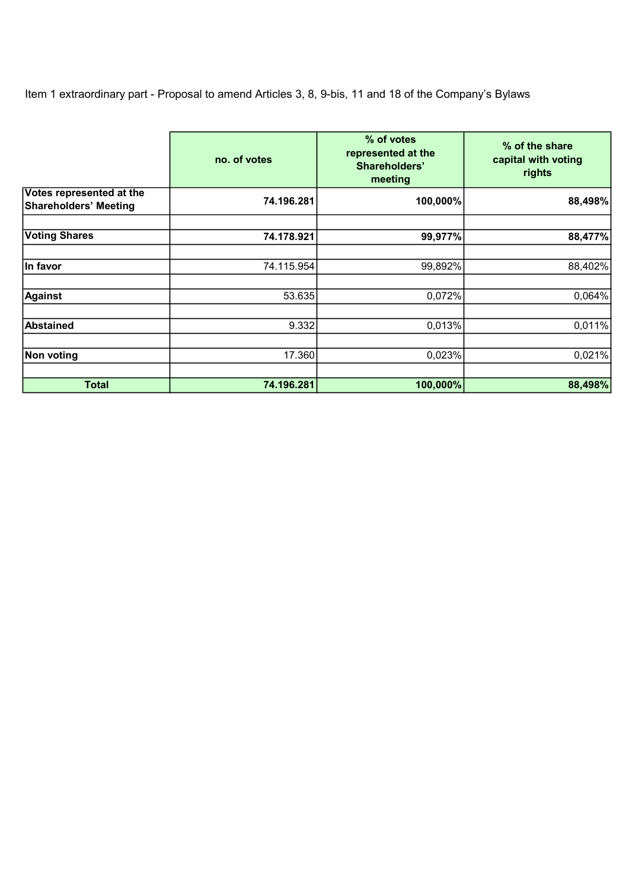Item 1 extraordinary part - Proposal to amend Articles 3, 8, 9-bis, 11 and 18 of the Company's Bylaws

| | no. of votes | % of votes represented at the Shareholders' meeting | % of the share capital with voting rights |
|---|---|---|---|
| **Votes represented at the Shareholders' Meeting** | **74.196.281** | **100,000%** | **88,498%** |
| | | | |
| **Voting Shares** | **74.178.921** | **99,977%** | **88,477%** |
| | | | |
| **In favor** | 74.115.954 | 99,892% | 88,402% |
| | | | |
| **Against** | 53.635 | 0,072% | 0,064% |
| | | | |
| **Abstained** | 9.332 | 0,013% | 0,011% |
| | | | |
| **Non voting** | 17.360 | 0,023% | 0,021% |
| | | | |
| **Total** | **74.196.281** | **100,000%** | **88,498%** |